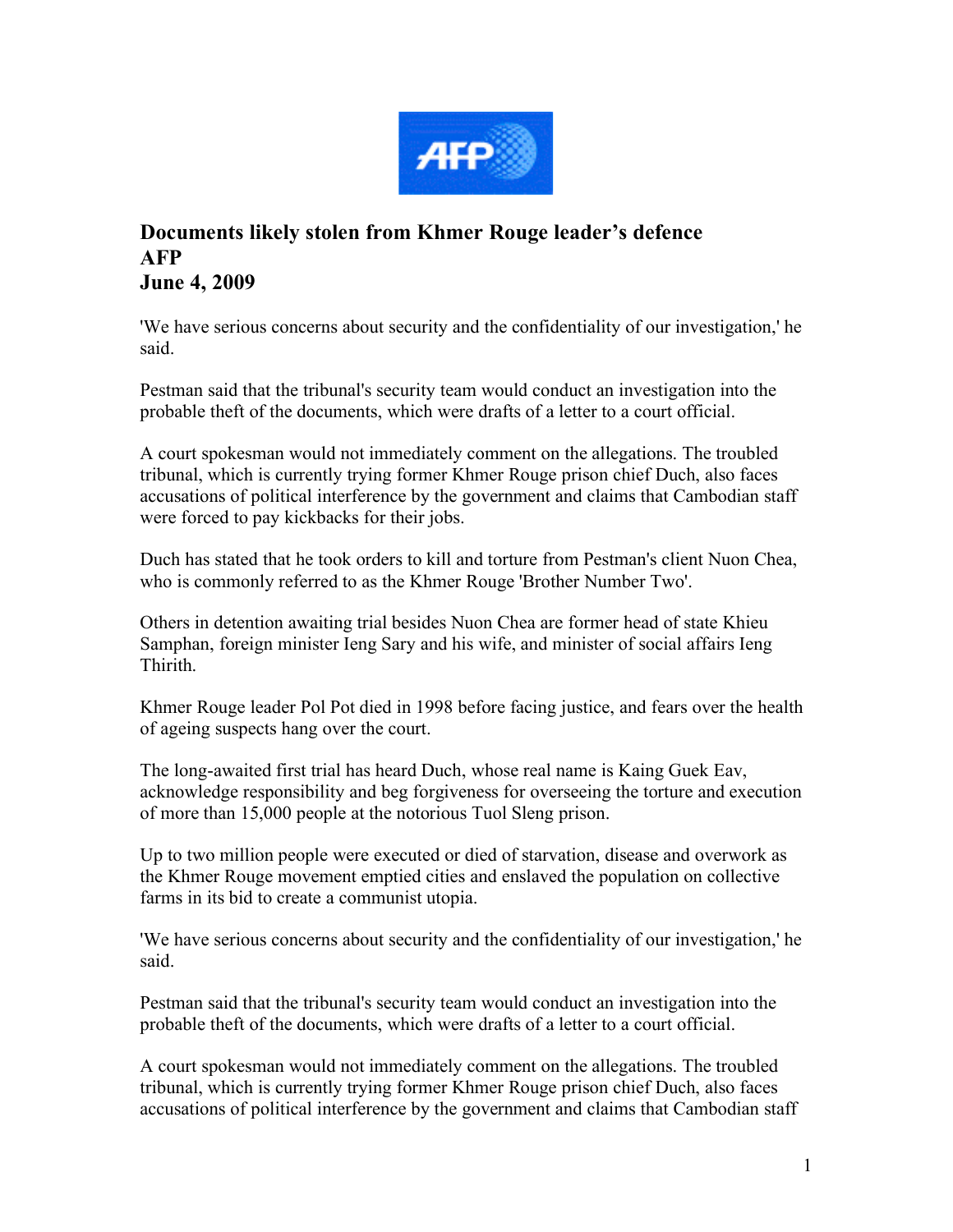# Documents likely stolen from Khmer Rouge leader's defence
# AFP
# June 4, 2009

'We have serious concerns about security and the confidentiality of our investigation,' he said.

Pestman said that the tribunal's security team would conduct an investigation into the probable theft of the documents, which were drafts of a letter to a court official.

A court spokesman would not immediately comment on the allegations. The troubled tribunal, which is currently trying former Khmer Rouge prison chief Duch, also faces accusations of political interference by the government and claims that Cambodian staff were forced to pay kickbacks for their jobs.

Duch has stated that he took orders to kill and torture from Pestman's client Nuon Chea, who is commonly referred to as the Khmer Rouge 'Brother Number Two'.

Others in detention awaiting trial besides Nuon Chea are former head of state Khieu Samphan, foreign minister Ieng Sary and his wife, and minister of social affairs Ieng Thirith.

Khmer Rouge leader Pol Pot died in 1998 before facing justice, and fears over the health of ageing suspects hang over the court.

The long-awaited first trial has heard Duch, whose real name is Kaing Guek Eav, acknowledge responsibility and beg forgiveness for overseeing the torture and execution of more than 15,000 people at the notorious Tuol Sleng prison.

Up to two million people were executed or died of starvation, disease and overwork as the Khmer Rouge movement emptied cities and enslaved the population on collective farms in its bid to create a communist utopia.

'We have serious concerns about security and the confidentiality of our investigation,' he said.

Pestman said that the tribunal's security team would conduct an investigation into the probable theft of the documents, which were drafts of a letter to a court official.

A court spokesman would not immediately comment on the allegations. The troubled tribunal, which is currently trying former Khmer Rouge prison chief Duch, also faces accusations of political interference by the government and claims that Cambodian staff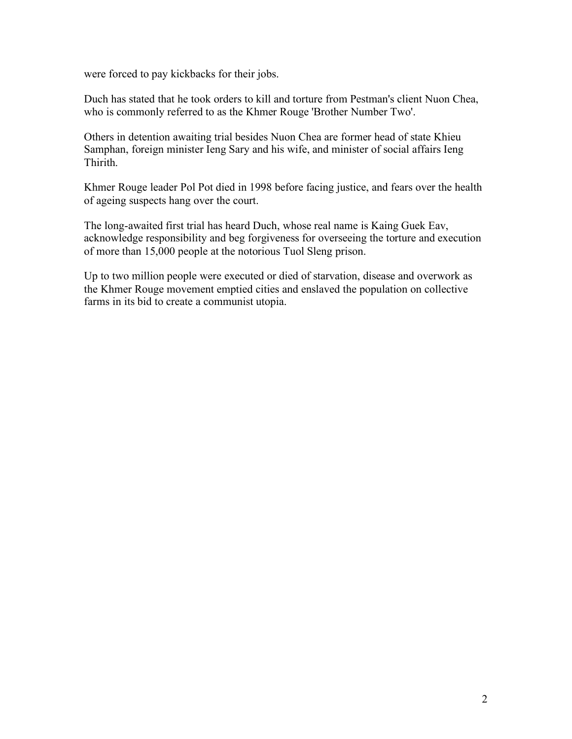were forced to pay kickbacks for their jobs.

Duch has stated that he took orders to kill and torture from Pestman's client Nuon Chea, who is commonly referred to as the Khmer Rouge 'Brother Number Two'.

Others in detention awaiting trial besides Nuon Chea are former head of state Khieu Samphan, foreign minister Ieng Sary and his wife, and minister of social affairs Ieng Thirith.

Khmer Rouge leader Pol Pot died in 1998 before facing justice, and fears over the health of ageing suspects hang over the court.

The long-awaited first trial has heard Duch, whose real name is Kaing Guek Eav, acknowledge responsibility and beg forgiveness for overseeing the torture and execution of more than 15,000 people at the notorious Tuol Sleng prison.

Up to two million people were executed or died of starvation, disease and overwork as the Khmer Rouge movement emptied cities and enslaved the population on collective farms in its bid to create a communist utopia.